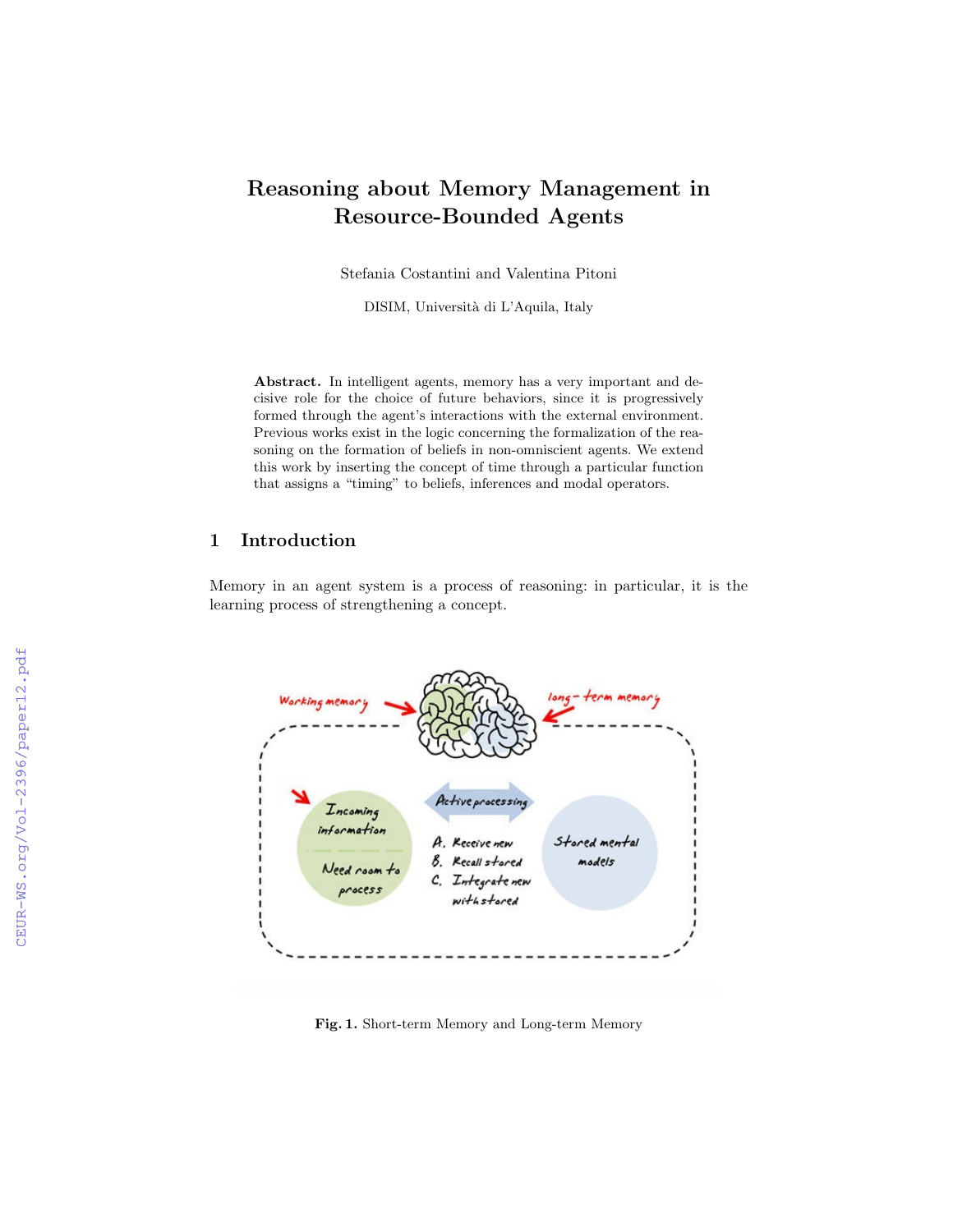# Reasoning about Memory Management in Resource-Bounded Agents

Stefania Costantini and Valentina Pitoni

DISIM, Università di L'Aquila, Italy

**Abstract.** In intelligent agents, memory has a very important and decisive role for the choice of future behaviors, since it is progressively formed through the agent's interactions with the external environment. Previous works exist in the logic concerning the formalization of the reasoning on the formation of beliefs in non-omniscient agents. We extend this work by inserting the concept of time through a particular function that assigns a "timing" to beliefs, inferences and modal operators.

## 1 Introduction

Memory in an agent system is a process of reasoning: in particular, it is the learning process of strengthening a concept.

**Fig. 1.** Short-term Memory and Long-term Memory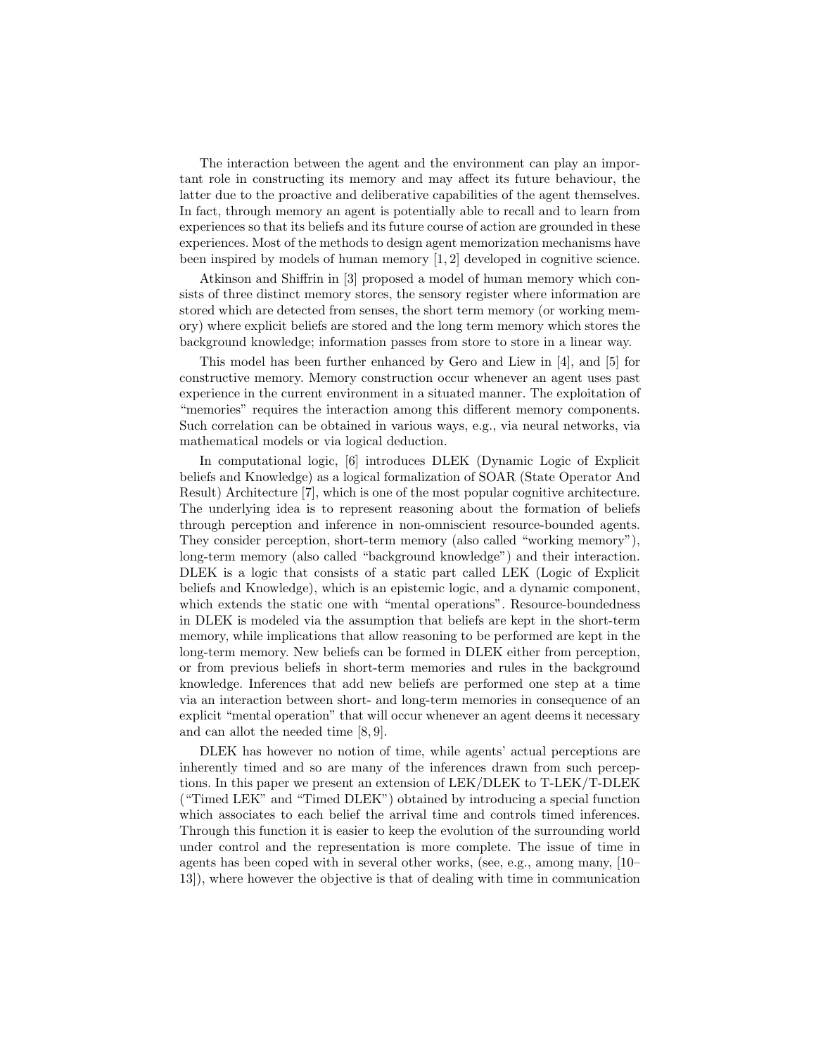The interaction between the agent and the environment can play an important role in constructing its memory and may affect its future behaviour, the latter due to the proactive and deliberative capabilities of the agent themselves. In fact, through memory an agent is potentially able to recall and to learn from experiences so that its beliefs and its future course of action are grounded in these experiences. Most of the methods to design agent memorization mechanisms have been inspired by models of human memory [1, 2] developed in cognitive science.

Atkinson and Shiffrin in [3] proposed a model of human memory which consists of three distinct memory stores, the sensory register where information are stored which are detected from senses, the short term memory (or working memory) where explicit beliefs are stored and the long term memory which stores the background knowledge; information passes from store to store in a linear way.

This model has been further enhanced by Gero and Liew in [4], and [5] for constructive memory. Memory construction occur whenever an agent uses past experience in the current environment in a situated manner. The exploitation of "memories" requires the interaction among this different memory components. Such correlation can be obtained in various ways, e.g., via neural networks, via mathematical models or via logical deduction.

In computational logic, [6] introduces DLEK (Dynamic Logic of Explicit beliefs and Knowledge) as a logical formalization of SOAR (State Operator And Result) Architecture [7], which is one of the most popular cognitive architecture. The underlying idea is to represent reasoning about the formation of beliefs through perception and inference in non-omniscient resource-bounded agents. They consider perception, short-term memory (also called "working memory"), long-term memory (also called "background knowledge") and their interaction. DLEK is a logic that consists of a static part called LEK (Logic of Explicit beliefs and Knowledge), which is an epistemic logic, and a dynamic component, which extends the static one with "mental operations". Resource-boundedness in DLEK is modeled via the assumption that beliefs are kept in the short-term memory, while implications that allow reasoning to be performed are kept in the long-term memory. New beliefs can be formed in DLEK either from perception, or from previous beliefs in short-term memories and rules in the background knowledge. Inferences that add new beliefs are performed one step at a time via an interaction between short- and long-term memories in consequence of an explicit "mental operation" that will occur whenever an agent deems it necessary and can allot the needed time [8, 9].

DLEK has however no notion of time, while agents' actual perceptions are inherently timed and so are many of the inferences drawn from such perceptions. In this paper we present an extension of LEK/DLEK to T-LEK/T-DLEK ("Timed LEK" and "Timed DLEK") obtained by introducing a special function which associates to each belief the arrival time and controls timed inferences. Through this function it is easier to keep the evolution of the surrounding world under control and the representation is more complete. The issue of time in agents has been coped with in several other works, (see, e.g., among many, [10–13]), where however the objective is that of dealing with time in communication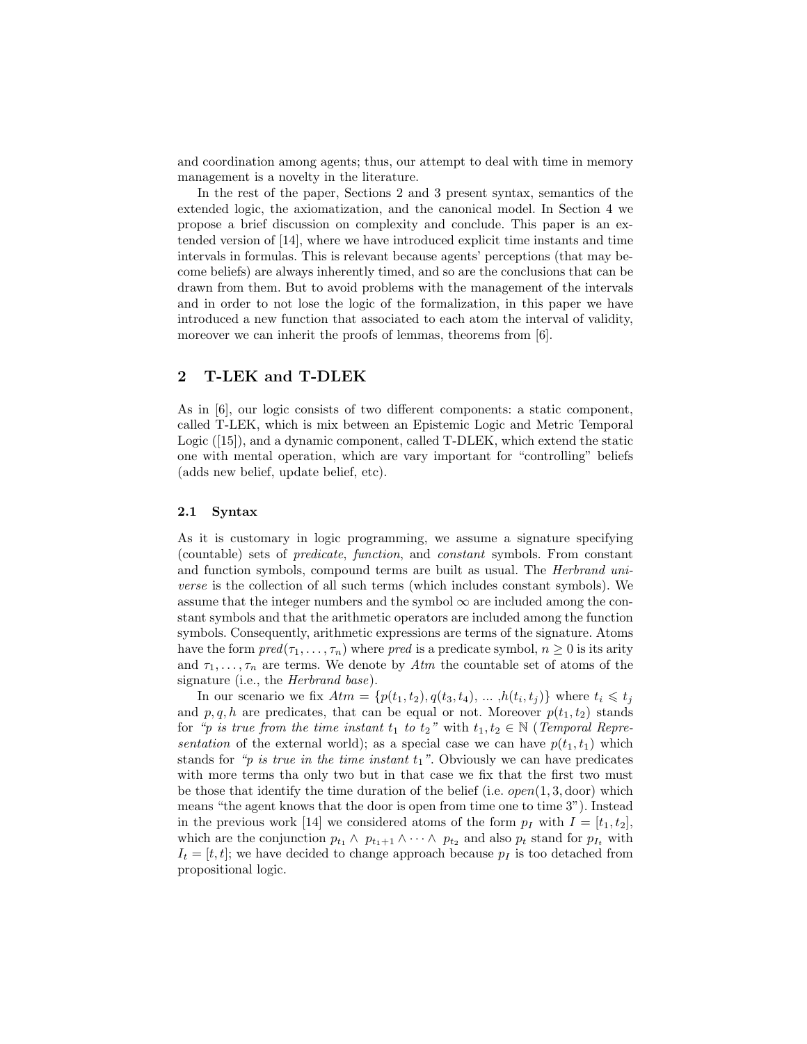and coordination among agents; thus, our attempt to deal with time in memory management is a novelty in the literature.

In the rest of the paper, Sections 2 and 3 present syntax, semantics of the extended logic, the axiomatization, and the canonical model. In Section 4 we propose a brief discussion on complexity and conclude. This paper is an extended version of [14], where we have introduced explicit time instants and time intervals in formulas. This is relevant because agents' perceptions (that may become beliefs) are always inherently timed, and so are the conclusions that can be drawn from them. But to avoid problems with the management of the intervals and in order to not lose the logic of the formalization, in this paper we have introduced a new function that associated to each atom the interval of validity, moreover we can inherit the proofs of lemmas, theorems from [6].

## 2 T-LEK and T-DLEK

As in [6], our logic consists of two different components: a static component, called T-LEK, which is mix between an Epistemic Logic and Metric Temporal Logic ([15]), and a dynamic component, called T-DLEK, which extend the static one with mental operation, which are vary important for "controlling" beliefs (adds new belief, update belief, etc).

### 2.1 Syntax

As it is customary in logic programming, we assume a signature specifying (countable) sets of *predicate*, *function*, and *constant* symbols. From constant and function symbols, compound terms are built as usual. The *Herbrand universe* is the collection of all such terms (which includes constant symbols). We assume that the integer numbers and the symbol $\infty$ are included among the constant symbols and that the arithmetic operators are included among the function symbols. Consequently, arithmetic expressions are terms of the signature. Atoms have the form $pred(\tau_1, \ldots, \tau_n)$ where *pred* is a predicate symbol, $n \geq 0$ is its arity and $\tau_1, \ldots, \tau_n$ are terms. We denote by *Atm* the countable set of atoms of the signature (i.e., the *Herbrand base*).

In our scenario we fix $Atm = \{p(t_1, t_2), q(t_3, t_4), \ldots, h(t_i, t_j)\}$ where $t_i \leqslant t_j$ and $p, q, h$ are predicates, that can be equal or not. Moreover $p(t_1, t_2)$ stands for *"p is true from the time instant $t_1$ to $t_2$"* with $t_1, t_2 \in \mathbb{N}$ (*Temporal Representation* of the external world); as a special case we can have $p(t_1, t_1)$ which stands for *"p is true in the time instant $t_1$"*. Obviously we can have predicates with more terms tha only two but in that case we fix that the first two must be those that identify the time duration of the belief (i.e. *open*$(1, 3, \text{door})$ which means "the agent knows that the door is open from time one to time 3"). Instead in the previous work [14] we considered atoms of the form $p_I$ with $I = [t_1, t_2]$, which are the conjunction $p_{t_1} \wedge p_{t_1+1} \wedge \cdots \wedge p_{t_2}$ and also $p_t$ stand for $p_{I_t}$ with $I_t = [t, t]$; we have decided to change approach because $p_I$ is too detached from propositional logic.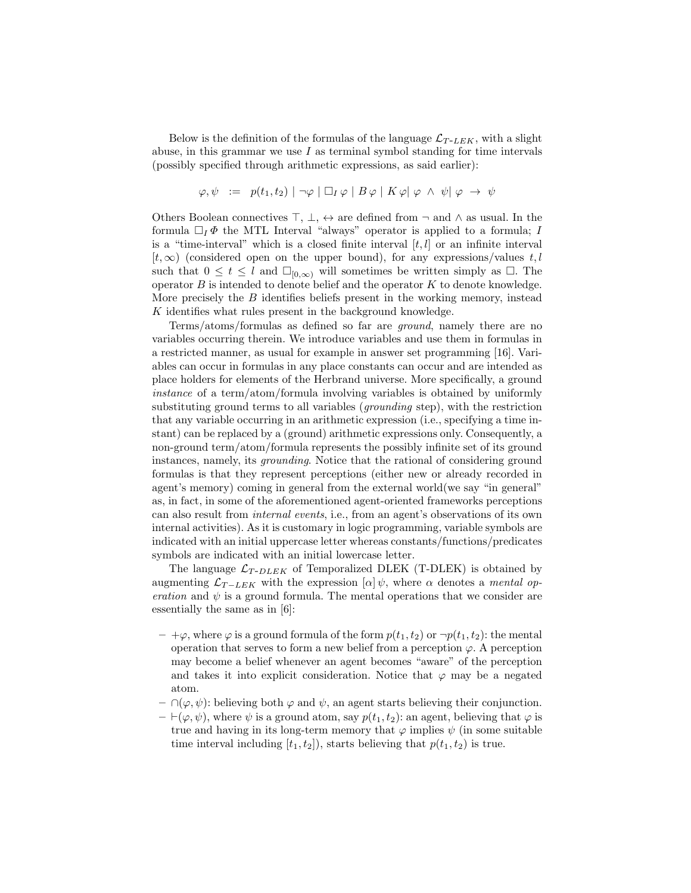Below is the definition of the formulas of the language $\mathcal{L}_{T\text{-}LEK}$, with a slight abuse, in this grammar we use $I$ as terminal symbol standing for time intervals (possibly specified through arithmetic expressions, as said earlier):

$$\varphi, \psi \ := \ p(t_1, t_2) \mid \neg\varphi \mid \Box_I \, \varphi \mid B \, \varphi \mid K \, \varphi \mid \varphi \ \wedge \ \psi \mid \varphi \ \rightarrow \ \psi$$

Others Boolean connectives $\top$, $\bot$, $\leftrightarrow$ are defined from $\neg$ and $\wedge$ as usual. In the formula $\Box_I \, \Phi$ the MTL Interval "always" operator is applied to a formula; $I$ is a "time-interval" which is a closed finite interval $[t, l]$ or an infinite interval $[t, \infty)$ (considered open on the upper bound), for any expressions/values $t, l$ such that $0 \leq t \leq l$ and $\Box_{[0,\infty)}$ will sometimes be written simply as $\Box$. The operator $B$ is intended to denote belief and the operator $K$ to denote knowledge. More precisely the $B$ identifies beliefs present in the working memory, instead $K$ identifies what rules present in the background knowledge.

Terms/atoms/formulas as defined so far are *ground*, namely there are no variables occurring therein. We introduce variables and use them in formulas in a restricted manner, as usual for example in answer set programming [16]. Variables can occur in formulas in any place constants can occur and are intended as place holders for elements of the Herbrand universe. More specifically, a ground *instance* of a term/atom/formula involving variables is obtained by uniformly substituting ground terms to all variables (*grounding* step), with the restriction that any variable occurring in an arithmetic expression (i.e., specifying a time instant) can be replaced by a (ground) arithmetic expressions only. Consequently, a non-ground term/atom/formula represents the possibly infinite set of its ground instances, namely, its *grounding*. Notice that the rational of considering ground formulas is that they represent perceptions (either new or already recorded in agent's memory) coming in general from the external world(we say "in general" as, in fact, in some of the aforementioned agent-oriented frameworks perceptions can also result from *internal events*, i.e., from an agent's observations of its own internal activities). As it is customary in logic programming, variable symbols are indicated with an initial uppercase letter whereas constants/functions/predicates symbols are indicated with an initial lowercase letter.

The language $\mathcal{L}_{T\text{-}DLEK}$ of Temporalized DLEK (T-DLEK) is obtained by augmenting $\mathcal{L}_{T-LEK}$ with the expression $[\alpha] \, \psi$, where $\alpha$ denotes a *mental operation* and $\psi$ is a ground formula. The mental operations that we consider are essentially the same as in [6]:

- $+\varphi$, where $\varphi$ is a ground formula of the form $p(t_1, t_2)$ or $\neg p(t_1, t_2)$: the mental operation that serves to form a new belief from a perception $\varphi$. A perception may become a belief whenever an agent becomes "aware" of the perception and takes it into explicit consideration. Notice that $\varphi$ may be a negated atom.
- $\cap(\varphi, \psi)$: believing both $\varphi$ and $\psi$, an agent starts believing their conjunction.
- $\vdash(\varphi, \psi)$, where $\psi$ is a ground atom, say $p(t_1, t_2)$: an agent, believing that $\varphi$ is true and having in its long-term memory that $\varphi$ implies $\psi$ (in some suitable time interval including $[t_1, t_2]$), starts believing that $p(t_1, t_2)$ is true.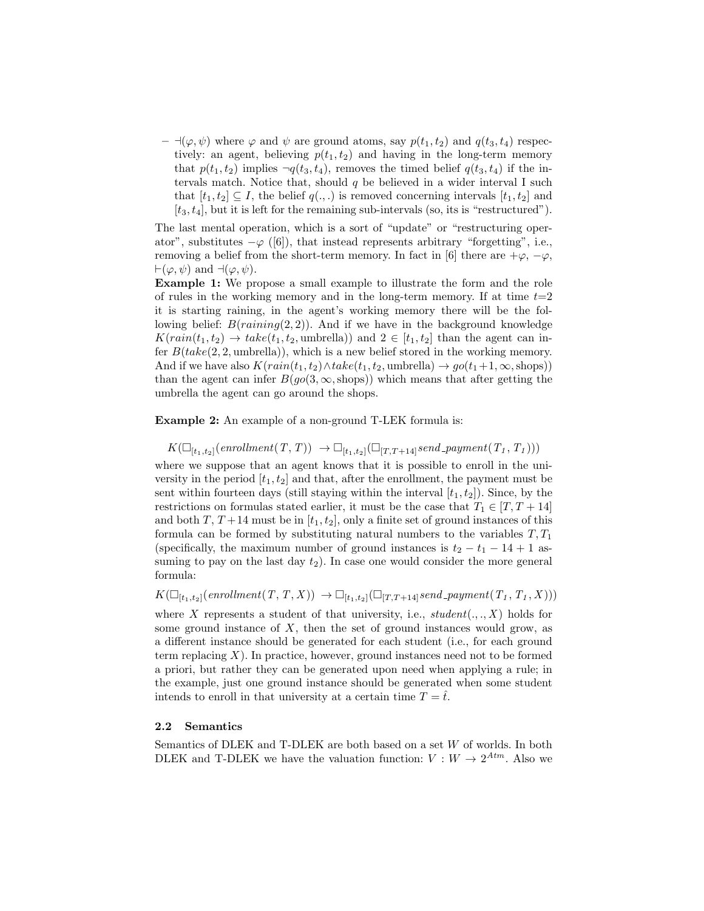– $\dashv(\varphi, \psi)$ where $\varphi$ and $\psi$ are ground atoms, say $p(t_1, t_2)$ and $q(t_3, t_4)$ respectively: an agent, believing $p(t_1, t_2)$ and having in the long-term memory that $p(t_1, t_2)$ implies $\neg q(t_3, t_4)$, removes the timed belief $q(t_3, t_4)$ if the intervals match. Notice that, should $q$ be believed in a wider interval I such that $[t_1, t_2] \subseteq I$, the belief $q(.,.)$ is removed concerning intervals $[t_1, t_2]$ and $[t_3, t_4]$, but it is left for the remaining sub-intervals (so, its is "restructured").

The last mental operation, which is a sort of "update" or "restructuring operator", substitutes $-\varphi$ ([6]), that instead represents arbitrary "forgetting", i.e., removing a belief from the short-term memory. In fact in [6] there are $+\varphi$, $-\varphi$, $\vdash(\varphi, \psi)$ and $\dashv(\varphi, \psi)$.

**Example 1:** We propose a small example to illustrate the form and the role of rules in the working memory and in the long-term memory. If at time $t$=2 it is starting raining, in the agent's working memory there will be the following belief: $B(raining(2, 2))$. And if we have in the background knowledge $K(rain(t_1, t_2) \rightarrow take(t_1, t_2, \text{umbrella}))$ and $2 \in [t_1, t_2]$ than the agent can infer $B(take(2, 2, \text{umbrella}))$, which is a new belief stored in the working memory. And if we have also $K(rain(t_1, t_2) \wedge take(t_1, t_2, \text{umbrella}) \rightarrow go(t_1+1, \infty, \text{shops}))$ than the agent can infer $B(go(3, \infty, \text{shops}))$ which means that after getting the umbrella the agent can go around the shops.

**Example 2:** An example of a non-ground T-LEK formula is:

$$K(\Box_{[t_1,t_2]}(enrollment(T, T)) \rightarrow \Box_{[t_1,t_2]}(\Box_{[T,T+14]}send\_payment(T_1, T_1)))$$

where we suppose that an agent knows that it is possible to enroll in the university in the period $[t_1, t_2]$ and that, after the enrollment, the payment must be sent within fourteen days (still staying within the interval $[t_1, t_2]$). Since, by the restrictions on formulas stated earlier, it must be the case that $T_1 \in [T, T+14]$ and both $T$, $T+14$ must be in $[t_1, t_2]$, only a finite set of ground instances of this formula can be formed by substituting natural numbers to the variables $T, T_1$ (specifically, the maximum number of ground instances is $t_2 - t_1 - 14 + 1$ assuming to pay on the last day $t_2$). In case one would consider the more general formula:

$$K(\Box_{[t_1,t_2]}(enrollment(T, T, X)) \rightarrow \Box_{[t_1,t_2]}(\Box_{[T,T+14]}send\_payment(T_1, T_1, X)))$$

where $X$ represents a student of that university, i.e., $student(.,.,X)$ holds for some ground instance of $X$, then the set of ground instances would grow, as a different instance should be generated for each student (i.e., for each ground term replacing $X$). In practice, however, ground instances need not to be formed a priori, but rather they can be generated upon need when applying a rule; in the example, just one ground instance should be generated when some student intends to enroll in that university at a certain time $T = \hat{t}$.

### 2.2 Semantics

Semantics of DLEK and T-DLEK are both based on a set $W$ of worlds. In both DLEK and T-DLEK we have the valuation function: $V : W \rightarrow 2^{Atm}$. Also we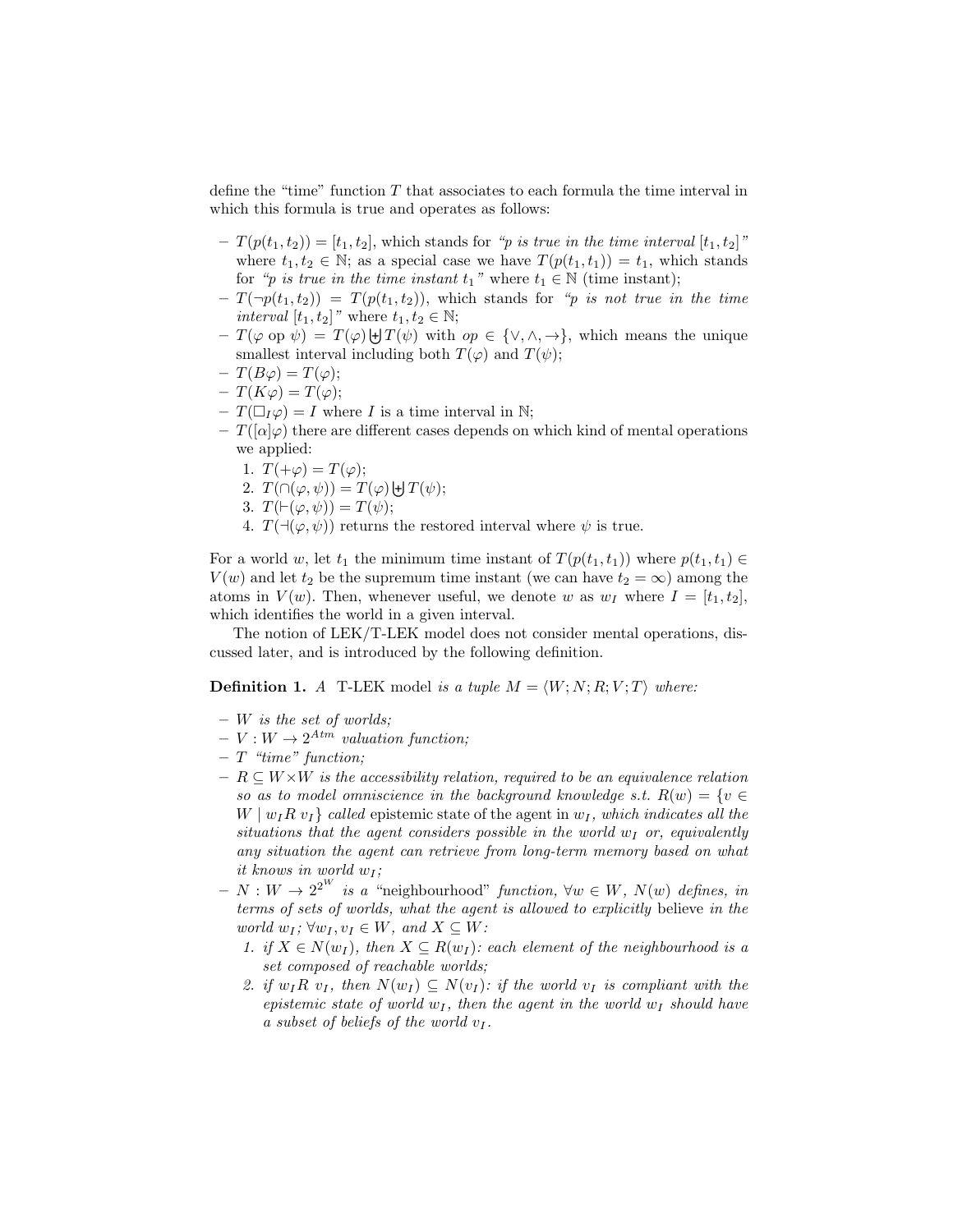define the "time" function $T$ that associates to each formula the time interval in which this formula is true and operates as follows:

- $T(p(t_1, t_2)) = [t_1, t_2]$, which stands for *"p is true in the time interval $[t_1, t_2]$"* where $t_1, t_2 \in \mathbb{N}$; as a special case we have $T(p(t_1, t_1)) = t_1$, which stands for *"p is true in the time instant $t_1$"* where $t_1 \in \mathbb{N}$ (time instant);
- $T(\neg p(t_1, t_2)) = T(p(t_1, t_2))$, which stands for *"p is not true in the time interval $[t_1, t_2]$"* where $t_1, t_2 \in \mathbb{N}$;
- $T(\varphi \text{ op } \psi) = T(\varphi) \uplus T(\psi)$ with $op \in \{\vee, \wedge, \rightarrow\}$, which means the unique smallest interval including both $T(\varphi)$ and $T(\psi)$;
- $T(B\varphi) = T(\varphi)$;
- $T(K\varphi) = T(\varphi)$;
- $T(\Box_I \varphi) = I$ where $I$ is a time interval in $\mathbb{N}$;
- $T([\alpha]\varphi)$ there are different cases depends on which kind of mental operations we applied:
  1. $T(+\varphi) = T(\varphi)$;
  2. $T(\cap(\varphi, \psi)) = T(\varphi) \uplus T(\psi)$;
  3. $T(\vdash(\varphi, \psi)) = T(\psi)$;
  4. $T(\dashv(\varphi, \psi))$ returns the restored interval where $\psi$ is true.

For a world $w$, let $t_1$ the minimum time instant of $T(p(t_1, t_1))$ where $p(t_1, t_1) \in V(w)$ and let $t_2$ be the supremum time instant (we can have $t_2 = \infty$) among the atoms in $V(w)$. Then, whenever useful, we denote $w$ as $w_I$ where $I = [t_1, t_2]$, which identifies the world in a given interval.

The notion of LEK/T-LEK model does not consider mental operations, discussed later, and is introduced by the following definition.

**Definition 1.** *A* T-LEK model *is a tuple $M = \langle W; N; R; V; T \rangle$ where:*

- *$W$ is the set of worlds;*
- *$V : W \rightarrow 2^{Atm}$ valuation function;*
- *$T$ "time" function;*
- *$R \subseteq W \times W$ is the accessibility relation, required to be an equivalence relation so as to model omniscience in the background knowledge s.t. $R(w) = \{v \in W \mid w_I R\, v_I\}$ called* epistemic state *of the agent in $w_I$, which indicates all the situations that the agent considers possible in the world $w_I$ or, equivalently any situation the agent can retrieve from long-term memory based on what it knows in world $w_I$;*
- *$N : W \rightarrow 2^{2^W}$ is a* "neighbourhood" *function, $\forall w \in W$, $N(w)$ defines, in terms of sets of worlds, what the agent is allowed to explicitly* believe *in the world $w_I$; $\forall w_I, v_I \in W$, and $X \subseteq W$:*
  1. *if $X \in N(w_I)$, then $X \subseteq R(w_I)$: each element of the neighbourhood is a set composed of reachable worlds;*
  2. *if $w_I R\, v_I$, then $N(w_I) \subseteq N(v_I)$: if the world $v_I$ is compliant with the epistemic state of world $w_I$, then the agent in the world $w_I$ should have a subset of beliefs of the world $v_I$.*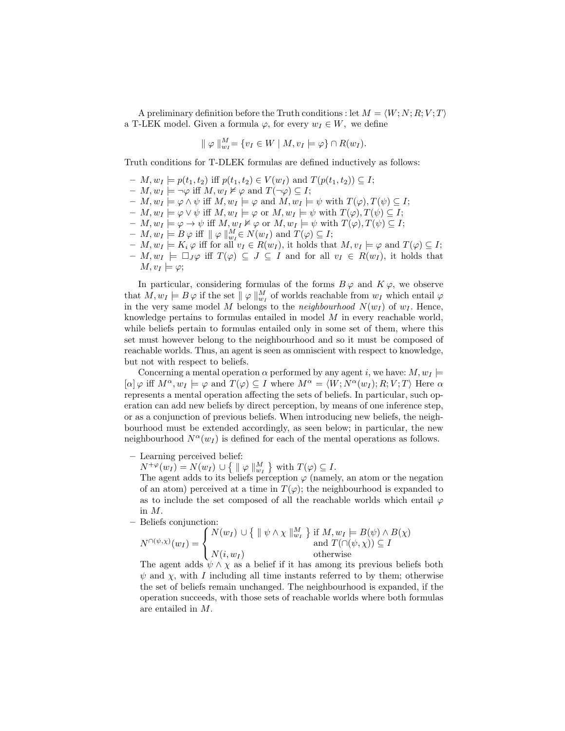A preliminary definition before the Truth conditions : let $M = \langle W; N; R; V; T \rangle$ a T-LEK model. Given a formula $\varphi$, for every $w_I \in W$, we define

$$\parallel \varphi \parallel_{w_I}^{M} = \{v_I \in W \mid M, v_I \models \varphi\} \cap R(w_I).$$

Truth conditions for T-DLEK formulas are defined inductively as follows:

- $M, w_I \models p(t_1, t_2)$ iff $p(t_1, t_2) \in V(w_I)$ and $T(p(t_1, t_2)) \subseteq I$;
- $M, w_I \models \neg\varphi$ iff $M, w_I \not\models \varphi$ and $T(\neg\varphi) \subseteq I$;
- $M, w_I \models \varphi \wedge \psi$ iff $M, w_I \models \varphi$ and $M, w_I \models \psi$ with $T(\varphi), T(\psi) \subseteq I$;
- $M, w_I \models \varphi \vee \psi$ iff $M, w_I \models \varphi$ or $M, w_I \models \psi$ with $T(\varphi), T(\psi) \subseteq I$;
- $M, w_I \models \varphi \rightarrow \psi$ iff $M, w_I \not\models \varphi$ or $M, w_I \models \psi$ with $T(\varphi), T(\psi) \subseteq I$;
- $M, w_I \models B\,\varphi$ iff $\parallel \varphi \parallel_{w_I}^{M} \in N(w_I)$ and $T(\varphi) \subseteq I$;
- $M, w_I \models K_i\,\varphi$ iff for all $v_I \in R(w_I)$, it holds that $M, v_I \models \varphi$ and $T(\varphi) \subseteq I$;
- $M, w_I \models \Box_J \varphi$ iff $T(\varphi) \subseteq J \subseteq I$ and for all $v_I \in R(w_I)$, it holds that $M, v_I \models \varphi$;

In particular, considering formulas of the forms $B\,\varphi$ and $K\,\varphi$, we observe that $M, w_I \models B\,\varphi$ if the set $\parallel \varphi \parallel_{w_I}^{M}$ of worlds reachable from $w_I$ which entail $\varphi$ in the very same model $M$ belongs to the *neighbourhood* $N(w_I)$ of $w_I$. Hence, knowledge pertains to formulas entailed in model $M$ in every reachable world, while beliefs pertain to formulas entailed only in some set of them, where this set must however belong to the neighbourhood and so it must be composed of reachable worlds. Thus, an agent is seen as omniscient with respect to knowledge, but not with respect to beliefs.

Concerning a mental operation $\alpha$ performed by any agent $i$, we have: $M, w_I \models [\alpha]\,\varphi$ iff $M^{\alpha}, w_I \models \varphi$ and $T(\varphi) \subseteq I$ where $M^{\alpha} = \langle W; N^{\alpha}(w_I); R; V; T \rangle$ Here $\alpha$ represents a mental operation affecting the sets of beliefs. In particular, such operation can add new beliefs by direct perception, by means of one inference step, or as a conjunction of previous beliefs. When introducing new beliefs, the neighbourhood must be extended accordingly, as seen below; in particular, the new neighbourhood $N^{\alpha}(w_I)$ is defined for each of the mental operations as follows.

- Learning perceived belief:
  $N^{+\varphi}(w_I) = N(w_I) \cup \{\parallel \varphi \parallel_{w_I}^{M}\}$ with $T(\varphi) \subseteq I$.
  The agent adds to its beliefs perception $\varphi$ (namely, an atom or the negation of an atom) perceived at a time in $T(\varphi)$; the neighbourhood is expanded to as to include the set composed of all the reachable worlds which entail $\varphi$ in $M$.
- Beliefs conjunction:
  $$N^{\cap(\psi,\chi)}(w_I) = \begin{cases} N(w_I) \cup \{\parallel \psi \wedge \chi \parallel_{w_I}^{M}\} & \text{if } M, w_I \models B(\psi) \wedge B(\chi) \\ & \text{and } T(\cap(\psi,\chi)) \subseteq I \\ N(i, w_I) & \text{otherwise} \end{cases}$$
  The agent adds $\psi \wedge \chi$ as a belief if it has among its previous beliefs both $\psi$ and $\chi$, with $I$ including all time instants referred to by them; otherwise the set of beliefs remain unchanged. The neighbourhood is expanded, if the operation succeeds, with those sets of reachable worlds where both formulas are entailed in $M$.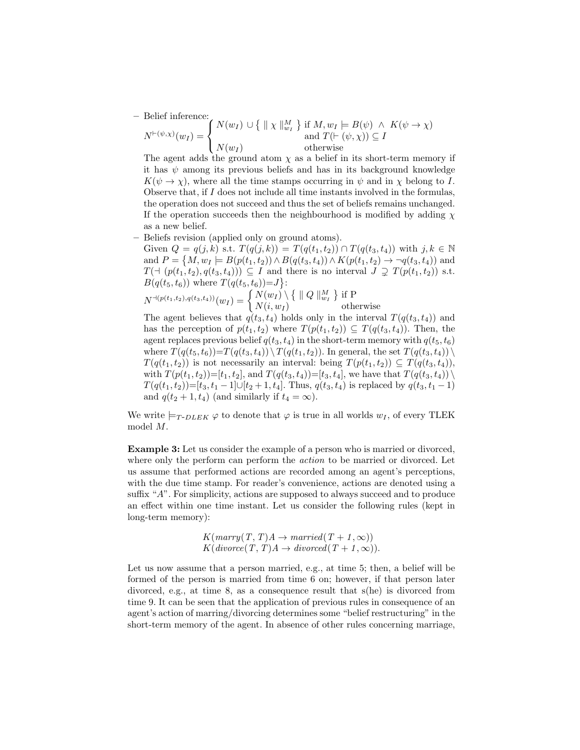– Belief inference:

$$N^{\vdash(\psi,\chi)}(w_I) = \begin{cases} N(w_I) \cup \{ \parallel \chi \parallel^M_{w_I} \} & \text{if } M, w_I \models B(\psi) \ \wedge \ K(\psi \rightarrow \chi) \\ & \text{and } T(\vdash (\psi, \chi)) \subseteq I \\ N(w_I) & \text{otherwise} \end{cases}$$

The agent adds the ground atom $\chi$ as a belief in its short-term memory if it has $\psi$ among its previous beliefs and has in its background knowledge $K(\psi \rightarrow \chi)$, where all the time stamps occurring in $\psi$ and in $\chi$ belong to $I$. Observe that, if $I$ does not include all time instants involved in the formulas, the operation does not succeed and thus the set of beliefs remains unchanged. If the operation succeeds then the neighbourhood is modified by adding $\chi$ as a new belief.

– Beliefs revision (applied only on ground atoms).
Given $Q = q(j,k)$ s.t. $T(q(j,k)) = T(q(t_1,t_2)) \cap T(q(t_3,t_4))$ with $j, k \in \mathbb{N}$ and $P = \{M, w_I \models B(p(t_1,t_2)) \wedge B(q(t_3,t_4)) \wedge K(p(t_1,t_2) \rightarrow \neg q(t_3,t_4))$ and $T(\dashv (p(t_1,t_2), q(t_3,t_4))) \subseteq I$ and there is no interval $J \supsetneq T(p(t_1,t_2))$ s.t. $B(q(t_5,t_6))$ where $T(q(t_5,t_6))=J\}$:

$$N^{\dashv(p(t_1,t_2),q(t_3,t_4))}(w_I) = \begin{cases} N(w_I) \setminus \{ \parallel Q \parallel^M_{w_I} \} & \text{if P} \\ N(i, w_I) & \text{otherwise} \end{cases}$$

The agent believes that $q(t_3,t_4)$ holds only in the interval $T(q(t_3,t_4))$ and has the perception of $p(t_1,t_2)$ where $T(p(t_1,t_2)) \subseteq T(q(t_3,t_4))$. Then, the agent replaces previous belief $q(t_3,t_4)$ in the short-term memory with $q(t_5,t_6)$ where $T(q(t_5,t_6))=T(q(t_3,t_4)) \setminus T(q(t_1,t_2))$. In general, the set $T(q(t_3,t_4)) \setminus T(q(t_1,t_2))$ is not necessarily an interval: being $T(p(t_1,t_2)) \subseteq T(q(t_3,t_4))$, with $T(p(t_1,t_2))=[t_1,t_2]$, and $T(q(t_3,t_4))=[t_3,t_4]$, we have that $T(q(t_3,t_4)) \setminus T(q(t_1,t_2))=[t_3,t_1-1] \cup [t_2+1,t_4]$. Thus, $q(t_3,t_4)$ is replaced by $q(t_3,t_1-1)$ and $q(t_2+1,t_4)$ (and similarly if $t_4 = \infty$).

We write $\models_{T\text{-}DLEK} \varphi$ to denote that $\varphi$ is true in all worlds $w_I$, of every TLEK model $M$.

**Example 3:** Let us consider the example of a person who is married or divorced, where only the perform can perform the *action* to be married or divorced. Let us assume that performed actions are recorded among an agent's perceptions, with the due time stamp. For reader's convenience, actions are denoted using a suffix "*A*". For simplicity, actions are supposed to always succeed and to produce an effect within one time instant. Let us consider the following rules (kept in long-term memory):

$$K(marry(T,T)A \rightarrow married(T+1,\infty))$$
$$K(divorce(T,T)A \rightarrow divorced(T+1,\infty)).$$

Let us now assume that a person married, e.g., at time 5; then, a belief will be formed of the person is married from time 6 on; however, if that person later divorced, e.g., at time 8, as a consequence result that s(he) is divorced from time 9. It can be seen that the application of previous rules in consequence of an agent's action of marring/divorcing determines some "belief restructuring" in the short-term memory of the agent. In absence of other rules concerning marriage,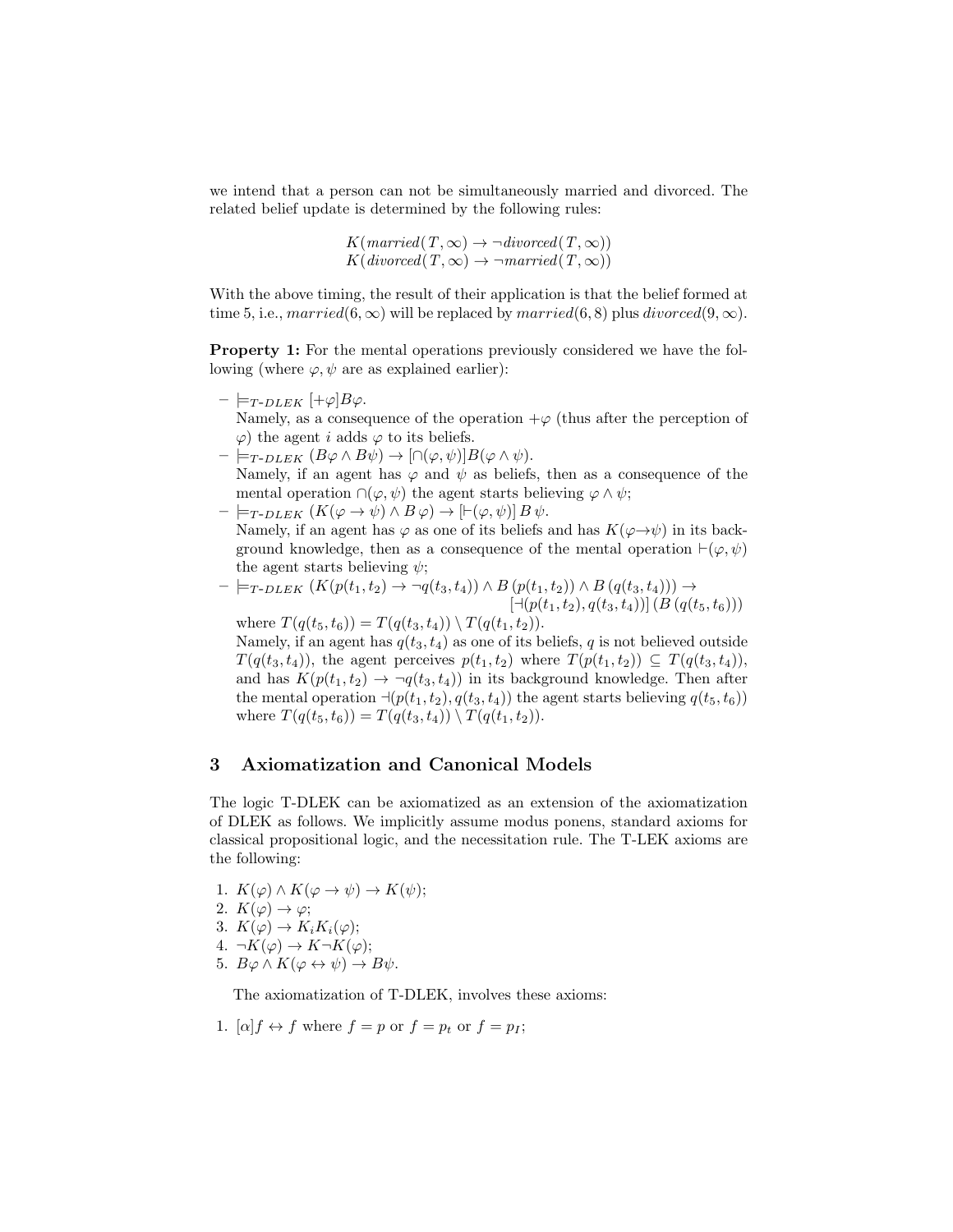we intend that a person can not be simultaneously married and divorced. The related belief update is determined by the following rules:

$$K(married(T,\infty) \rightarrow \neg divorced(T,\infty))$$
$$K(divorced(T,\infty) \rightarrow \neg married(T,\infty))$$

With the above timing, the result of their application is that the belief formed at time 5, i.e., $married(6,\infty)$ will be replaced by $married(6,8)$ plus $divorced(9,\infty)$.

**Property 1:** For the mental operations previously considered we have the following (where $\varphi, \psi$ are as explained earlier):

- $\models_{T\text{-}DLEK} [+\varphi]B\varphi$.
  Namely, as a consequence of the operation $+\varphi$ (thus after the perception of $\varphi$) the agent $i$ adds $\varphi$ to its beliefs.
- $\models_{T\text{-}DLEK} (B\varphi \wedge B\psi) \rightarrow [\cap(\varphi,\psi)]B(\varphi \wedge \psi)$.
  Namely, if an agent has $\varphi$ and $\psi$ as beliefs, then as a consequence of the mental operation $\cap(\varphi,\psi)$ the agent starts believing $\varphi \wedge \psi$;
- $\models_{T\text{-}DLEK} (K(\varphi \rightarrow \psi) \wedge B\,\varphi) \rightarrow [\vdash(\varphi,\psi)]\,B\,\psi$.
  Namely, if an agent has $\varphi$ as one of its beliefs and has $K(\varphi \rightarrow \psi)$ in its background knowledge, then as a consequence of the mental operation $\vdash(\varphi,\psi)$ the agent starts believing $\psi$;
- $\models_{T\text{-}DLEK} (K(p(t_1,t_2) \rightarrow \neg q(t_3,t_4)) \wedge B\,(p(t_1,t_2)) \wedge B\,(q(t_3,t_4))) \rightarrow [\dashv(p(t_1,t_2), q(t_3,t_4))]\,(B\,(q(t_5,t_6)))$
  where $T(q(t_5,t_6)) = T(q(t_3,t_4)) \setminus T(q(t_1,t_2))$.
  Namely, if an agent has $q(t_3,t_4)$ as one of its beliefs, $q$ is not believed outside $T(q(t_3,t_4))$, the agent perceives $p(t_1,t_2)$ where $T(p(t_1,t_2)) \subseteq T(q(t_3,t_4))$, and has $K(p(t_1,t_2) \rightarrow \neg q(t_3,t_4))$ in its background knowledge. Then after the mental operation $\dashv(p(t_1,t_2), q(t_3,t_4))$ the agent starts believing $q(t_5,t_6))$ where $T(q(t_5,t_6)) = T(q(t_3,t_4)) \setminus T(q(t_1,t_2))$.

## 3 Axiomatization and Canonical Models

The logic T-DLEK can be axiomatized as an extension of the axiomatization of DLEK as follows. We implicitly assume modus ponens, standard axioms for classical propositional logic, and the necessitation rule. The T-LEK axioms are the following:

1. $K(\varphi) \wedge K(\varphi \rightarrow \psi) \rightarrow K(\psi)$;
2. $K(\varphi) \rightarrow \varphi$;
3. $K(\varphi) \rightarrow K_i K_i(\varphi)$;
4. $\neg K(\varphi) \rightarrow K\neg K(\varphi)$;
5. $B\varphi \wedge K(\varphi \leftrightarrow \psi) \rightarrow B\psi$.

The axiomatization of T-DLEK, involves these axioms:

1. $[\alpha]f \leftrightarrow f$ where $f = p$ or $f = p_t$ or $f = p_I$;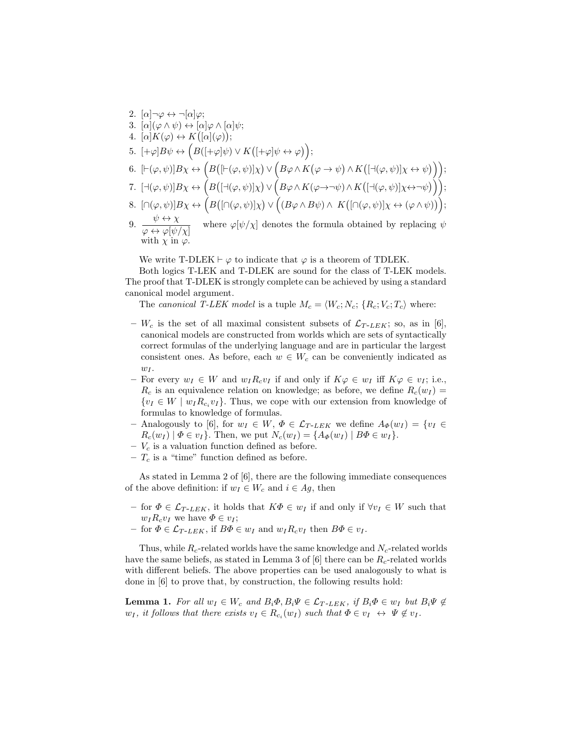2. $[\alpha]\neg\varphi \leftrightarrow \neg[\alpha]\varphi$;
3. $[\alpha](\varphi \wedge \psi) \leftrightarrow [\alpha]\varphi \wedge [\alpha]\psi$;
4. $[\alpha]K(\varphi) \leftrightarrow K\big([\alpha](\varphi)\big)$;
5. $[+\varphi]B\psi \leftrightarrow \Big(B([+\varphi]\psi) \vee K\big([+\varphi]\psi \leftrightarrow \varphi\big)\Big)$;
6. $[\vdash(\varphi,\psi)]B\chi \leftrightarrow \Big(B\big([\vdash(\varphi,\psi)]\chi\big) \vee \Big(B\varphi \wedge K\big(\varphi \to \psi\big) \wedge K\big([\dashv(\varphi,\psi)]\chi \leftrightarrow \psi\big)\Big)\Big)$;
7. $[\dashv(\varphi,\psi)]B\chi \leftrightarrow \Big(B\big([\dashv(\varphi,\psi)]\chi\big) \vee \Big(B\varphi \wedge K(\varphi \to \neg\psi) \wedge K\big([\dashv(\varphi,\psi)]\chi \leftrightarrow \neg\psi\big)\Big)\Big)$;
8. $[\cap(\varphi,\psi)]B\chi \leftrightarrow \Big(B\big([\cap(\varphi,\psi)]\chi\big) \vee \Big((B\varphi \wedge B\psi) \wedge\ K\big([\cap(\varphi,\psi)]\chi \leftrightarrow (\varphi \wedge \psi)\big)\Big)\Big)$;
9. $\dfrac{\psi \leftrightarrow \chi}{\varphi \leftrightarrow \varphi[\psi/\chi]}$ where $\varphi[\psi/\chi]$ denotes the formula obtained by replacing $\psi$ with $\chi$ in $\varphi$.

We write T-DLEK $\vdash \varphi$ to indicate that $\varphi$ is a theorem of TDLEK.

Both logics T-LEK and T-DLEK are sound for the class of T-LEK models. The proof that T-DLEK is strongly complete can be achieved by using a standard canonical model argument.

The *canonical T-LEK model* is a tuple $M_c = \langle W_c; N_c; \{R_c; V_c; T_c\rangle$ where:

- $W_c$ is the set of all maximal consistent subsets of $\mathcal{L}_{T\text{-}LEK}$; so, as in [6], canonical models are constructed from worlds which are sets of syntactically correct formulas of the underlying language and are in particular the largest consistent ones. As before, each $w \in W_c$ can be conveniently indicated as $w_I$.
- For every $w_I \in W$ and $w_I R_c v_I$ if and only if $K\varphi \in w_I$ iff $K\varphi \in v_I$; i.e., $R_c$ is an equivalence relation on knowledge; as before, we define $R_c(w_I) = \{v_I \in W \mid w_I R_{c_i} v_I\}$. Thus, we cope with our extension from knowledge of formulas to knowledge of formulas.
- Analogously to [6], for $w_I \in W$, $\Phi \in \mathcal{L}_{T\text{-}LEK}$ we define $A_\Phi(w_I) = \{v_I \in R_c(w_I) \mid \Phi \in v_I\}$. Then, we put $N_c(w_I) = \{A_\Phi(w_I) \mid B\Phi \in w_I\}$.
- $V_c$ is a valuation function defined as before.
- $T_c$ is a "time" function defined as before.

As stated in Lemma 2 of [6], there are the following immediate consequences of the above definition: if $w_I \in W_c$ and $i \in Ag$, then

- for $\Phi \in \mathcal{L}_{T\text{-}LEK}$, it holds that $K\Phi \in w_I$ if and only if $\forall v_I \in W$ such that $w_I R_c v_I$ we have $\Phi \in v_I$;
- for $\Phi \in \mathcal{L}_{T\text{-}LEK}$, if $B\Phi \in w_I$ and $w_I R_c v_I$ then $B\Phi \in v_I$.

Thus, while $R_c$-related worlds have the same knowledge and $N_c$-related worlds have the same beliefs, as stated in Lemma 3 of [6] there can be $R_c$-related worlds with different beliefs. The above properties can be used analogously to what is done in [6] to prove that, by construction, the following results hold:

**Lemma 1.** *For all $w_I \in W_c$ and $B_i\Phi, B_i\Psi \in \mathcal{L}_{T\text{-}LEK}$, if $B_i\Phi \in w_I$ but $B_i\Psi \notin w_I$, it follows that there exists $v_I \in R_{c_i}(w_I)$ such that $\Phi \in v_I \ \leftrightarrow\ \Psi \notin v_I$.*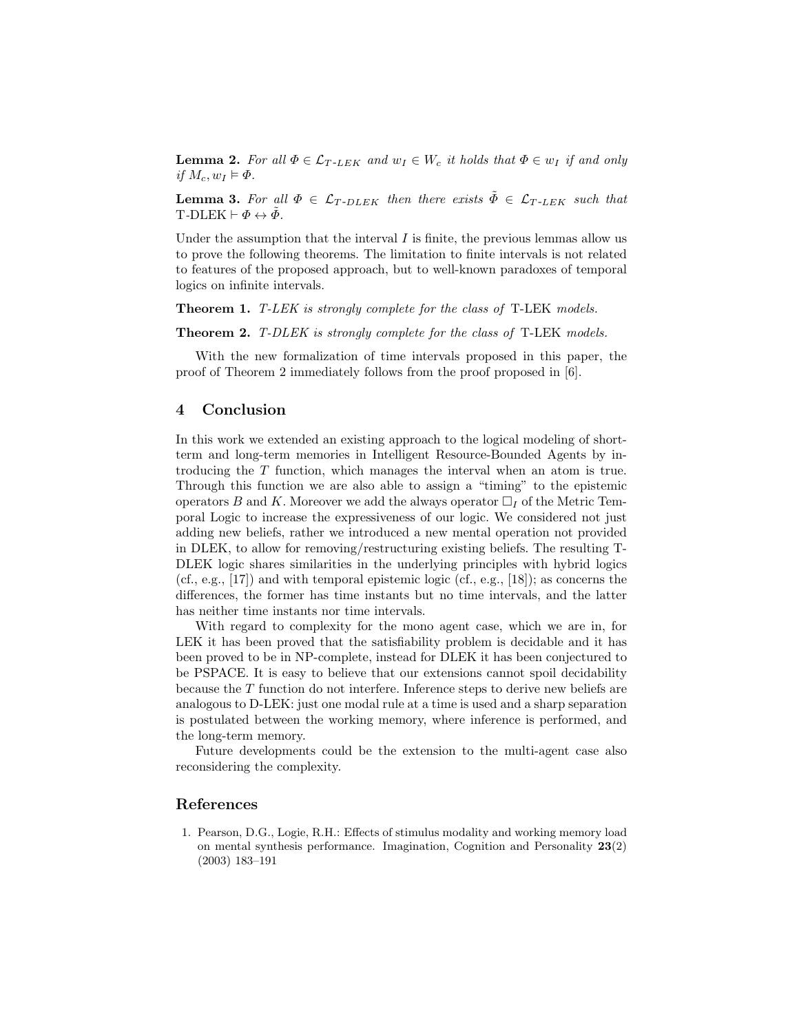**Lemma 2.** *For all $\Phi \in \mathcal{L}_{T\text{-}LEK}$ and $w_I \in W_c$ it holds that $\Phi \in w_I$ if and only if $M_c, w_I \models \Phi$.*

**Lemma 3.** *For all $\Phi \in \mathcal{L}_{T\text{-}DLEK}$ then there exists $\tilde{\Phi} \in \mathcal{L}_{T\text{-}LEK}$ such that* T-DLEK $\vdash \Phi \leftrightarrow \tilde{\Phi}$.

Under the assumption that the interval $I$ is finite, the previous lemmas allow us to prove the following theorems. The limitation to finite intervals is not related to features of the proposed approach, but to well-known paradoxes of temporal logics on infinite intervals.

**Theorem 1.** *T-LEK is strongly complete for the class of* T-LEK *models.*

**Theorem 2.** *T-DLEK is strongly complete for the class of* T-LEK *models.*

With the new formalization of time intervals proposed in this paper, the proof of Theorem 2 immediately follows from the proof proposed in [6].

## 4 Conclusion

In this work we extended an existing approach to the logical modeling of short-term and long-term memories in Intelligent Resource-Bounded Agents by introducing the $T$ function, which manages the interval when an atom is true. Through this function we are also able to assign a "timing" to the epistemic operators $B$ and $K$. Moreover we add the always operator $\Box_I$ of the Metric Temporal Logic to increase the expressiveness of our logic. We considered not just adding new beliefs, rather we introduced a new mental operation not provided in DLEK, to allow for removing/restructuring existing beliefs. The resulting T-DLEK logic shares similarities in the underlying principles with hybrid logics (cf., e.g., [17]) and with temporal epistemic logic (cf., e.g., [18]); as concerns the differences, the former has time instants but no time intervals, and the latter has neither time instants nor time intervals.

With regard to complexity for the mono agent case, which we are in, for LEK it has been proved that the satisfiability problem is decidable and it has been proved to be in NP-complete, instead for DLEK it has been conjectured to be PSPACE. It is easy to believe that our extensions cannot spoil decidability because the $T$ function do not interfere. Inference steps to derive new beliefs are analogous to D-LEK: just one modal rule at a time is used and a sharp separation is postulated between the working memory, where inference is performed, and the long-term memory.

Future developments could be the extension to the multi-agent case also reconsidering the complexity.

## References

1. Pearson, D.G., Logie, R.H.: Effects of stimulus modality and working memory load on mental synthesis performance. Imagination, Cognition and Personality **23**(2) (2003) 183–191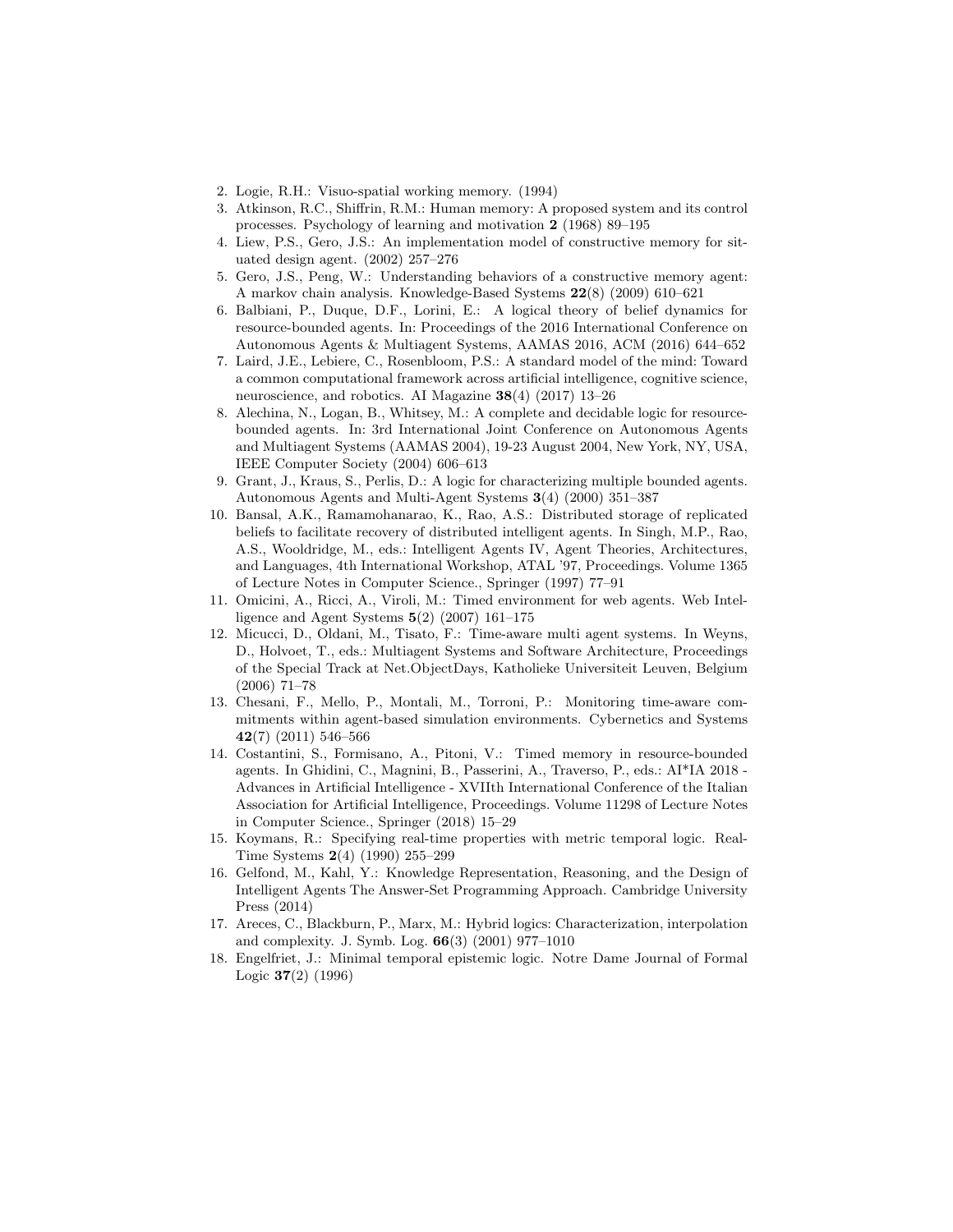2. Logie, R.H.: Visuo-spatial working memory. (1994)
3. Atkinson, R.C., Shiffrin, R.M.: Human memory: A proposed system and its control processes. Psychology of learning and motivation **2** (1968) 89–195
4. Liew, P.S., Gero, J.S.: An implementation model of constructive memory for situated design agent. (2002) 257–276
5. Gero, J.S., Peng, W.: Understanding behaviors of a constructive memory agent: A markov chain analysis. Knowledge-Based Systems **22**(8) (2009) 610–621
6. Balbiani, P., Duque, D.F., Lorini, E.: A logical theory of belief dynamics for resource-bounded agents. In: Proceedings of the 2016 International Conference on Autonomous Agents & Multiagent Systems, AAMAS 2016, ACM (2016) 644–652
7. Laird, J.E., Lebiere, C., Rosenbloom, P.S.: A standard model of the mind: Toward a common computational framework across artificial intelligence, cognitive science, neuroscience, and robotics. AI Magazine **38**(4) (2017) 13–26
8. Alechina, N., Logan, B., Whitsey, M.: A complete and decidable logic for resource-bounded agents. In: 3rd International Joint Conference on Autonomous Agents and Multiagent Systems (AAMAS 2004), 19-23 August 2004, New York, NY, USA, IEEE Computer Society (2004) 606–613
9. Grant, J., Kraus, S., Perlis, D.: A logic for characterizing multiple bounded agents. Autonomous Agents and Multi-Agent Systems **3**(4) (2000) 351–387
10. Bansal, A.K., Ramamohanarao, K., Rao, A.S.: Distributed storage of replicated beliefs to facilitate recovery of distributed intelligent agents. In Singh, M.P., Rao, A.S., Wooldridge, M., eds.: Intelligent Agents IV, Agent Theories, Architectures, and Languages, 4th International Workshop, ATAL '97, Proceedings. Volume 1365 of Lecture Notes in Computer Science., Springer (1997) 77–91
11. Omicini, A., Ricci, A., Viroli, M.: Timed environment for web agents. Web Intelligence and Agent Systems **5**(2) (2007) 161–175
12. Micucci, D., Oldani, M., Tisato, F.: Time-aware multi agent systems. In Weyns, D., Holvoet, T., eds.: Multiagent Systems and Software Architecture, Proceedings of the Special Track at Net.ObjectDays, Katholieke Universiteit Leuven, Belgium (2006) 71–78
13. Chesani, F., Mello, P., Montali, M., Torroni, P.: Monitoring time-aware commitments within agent-based simulation environments. Cybernetics and Systems **42**(7) (2011) 546–566
14. Costantini, S., Formisano, A., Pitoni, V.: Timed memory in resource-bounded agents. In Ghidini, C., Magnini, B., Passerini, A., Traverso, P., eds.: AI*IA 2018 - Advances in Artificial Intelligence - XVIIth International Conference of the Italian Association for Artificial Intelligence, Proceedings. Volume 11298 of Lecture Notes in Computer Science., Springer (2018) 15–29
15. Koymans, R.: Specifying real-time properties with metric temporal logic. Real-Time Systems **2**(4) (1990) 255–299
16. Gelfond, M., Kahl, Y.: Knowledge Representation, Reasoning, and the Design of Intelligent Agents The Answer-Set Programming Approach. Cambridge University Press (2014)
17. Areces, C., Blackburn, P., Marx, M.: Hybrid logics: Characterization, interpolation and complexity. J. Symb. Log. **66**(3) (2001) 977–1010
18. Engelfriet, J.: Minimal temporal epistemic logic. Notre Dame Journal of Formal Logic **37**(2) (1996)